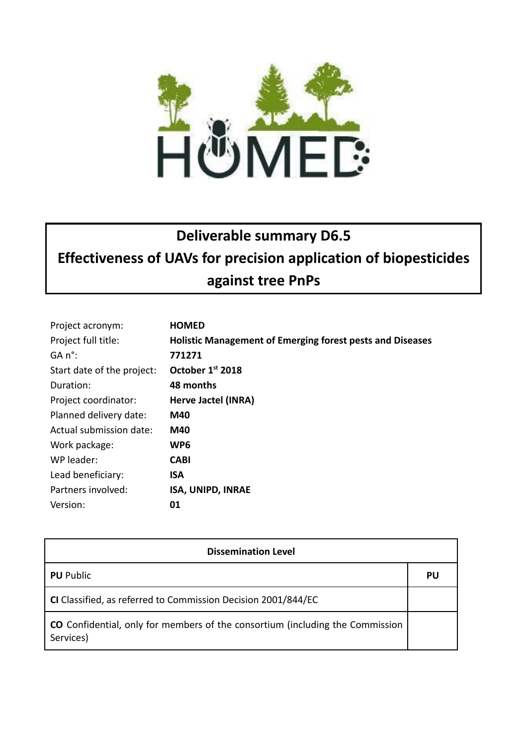HOMED

# Deliverable summary D6.5

# Effectiveness of UAVs for precision application of biopesticides against tree PnPs

| | |
|---|---|
| Project acronym: | **HOMED** |
| Project full title: | **Holistic Management of Emerging forest pests and Diseases** |
| GA n°: | **771271** |
| Start date of the project: | **October 1st 2018** |
| Duration: | **48 months** |
| Project coordinator: | **Herve Jactel (INRA)** |
| Planned delivery date: | **M40** |
| Actual submission date: | **M40** |
| Work package: | **WP6** |
| WP leader: | **CABI** |
| Lead beneficiary: | **ISA** |
| Partners involved: | **ISA, UNIPD, INRAE** |
| Version: | **01** |

| Dissemination Level | |
|---|---|
| **PU** Public | **PU** |
| **CI** Classified, as referred to Commission Decision 2001/844/EC | |
| **CO** Confidential, only for members of the consortium (including the Commission Services) | |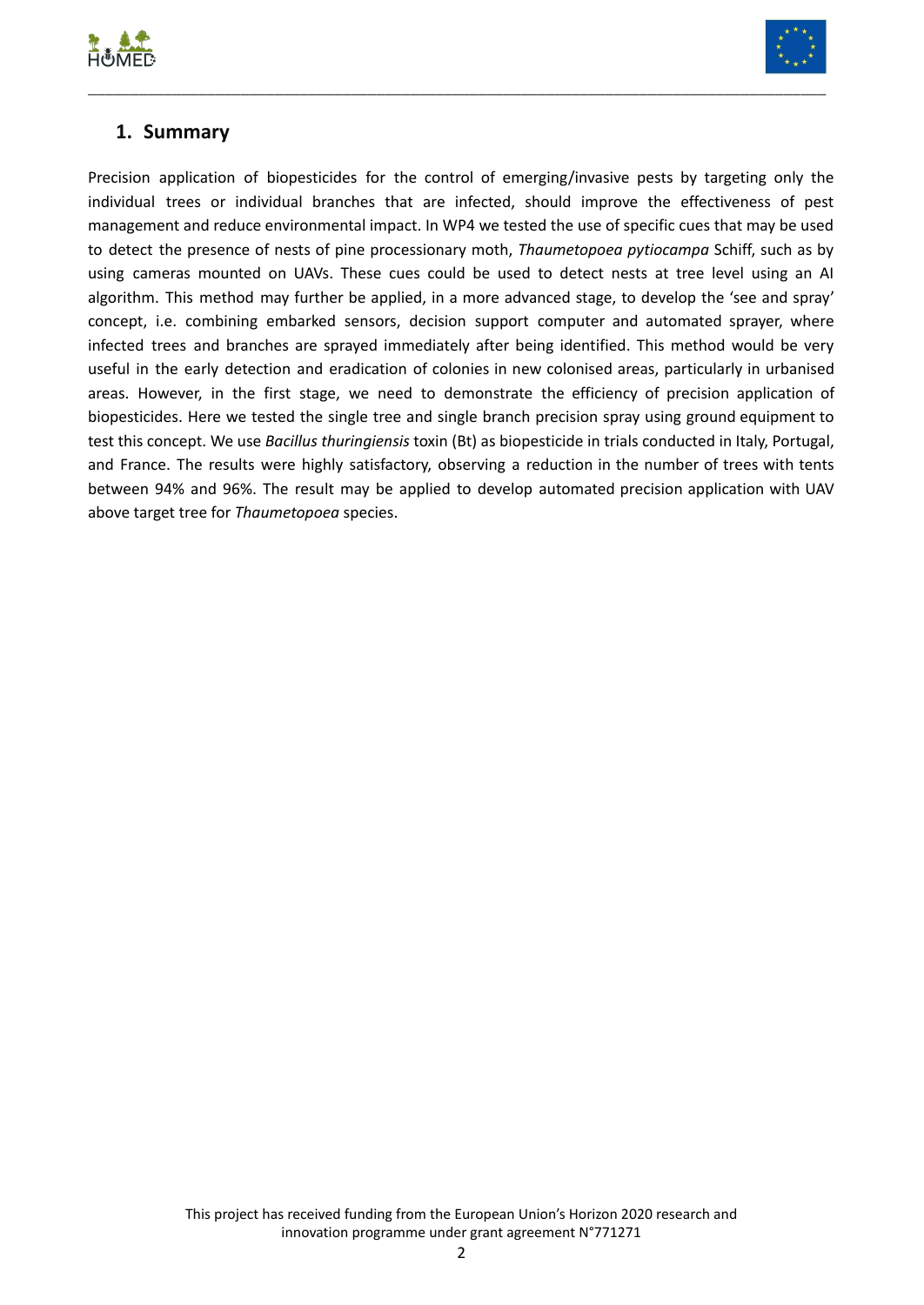## 1. Summary

Precision application of biopesticides for the control of emerging/invasive pests by targeting only the individual trees or individual branches that are infected, should improve the effectiveness of pest management and reduce environmental impact. In WP4 we tested the use of specific cues that may be used to detect the presence of nests of pine processionary moth, *Thaumetopoea pytiocampa* Schiff, such as by using cameras mounted on UAVs. These cues could be used to detect nests at tree level using an AI algorithm. This method may further be applied, in a more advanced stage, to develop the 'see and spray' concept, i.e. combining embarked sensors, decision support computer and automated sprayer, where infected trees and branches are sprayed immediately after being identified. This method would be very useful in the early detection and eradication of colonies in new colonised areas, particularly in urbanised areas. However, in the first stage, we need to demonstrate the efficiency of precision application of biopesticides. Here we tested the single tree and single branch precision spray using ground equipment to test this concept. We use *Bacillus thuringiensis* toxin (Bt) as biopesticide in trials conducted in Italy, Portugal, and France. The results were highly satisfactory, observing a reduction in the number of trees with tents between 94% and 96%. The result may be applied to develop automated precision application with UAV above target tree for *Thaumetopoea* species.